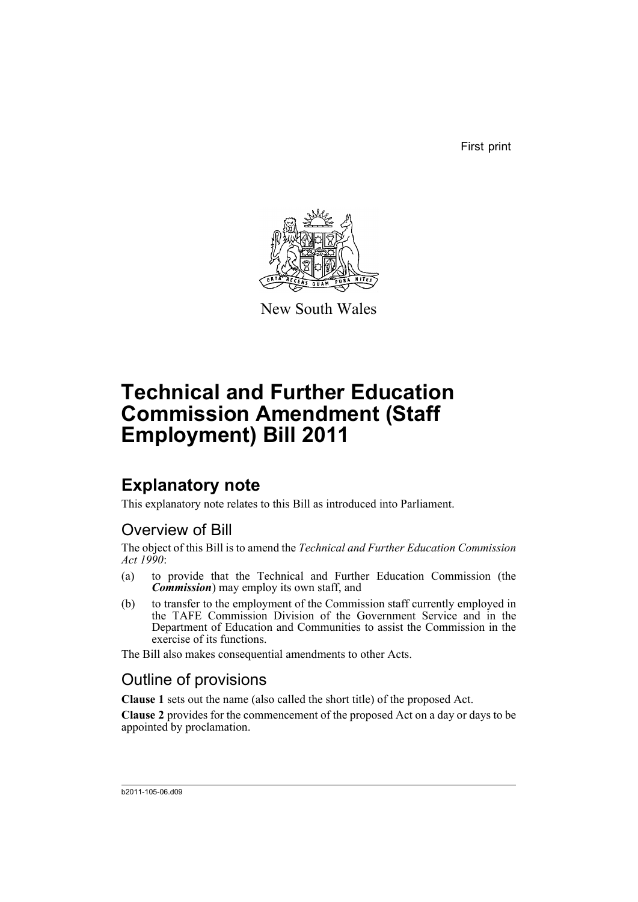First print

New South Wales

# Technical and Further Education Commission Amendment (Staff Employment) Bill 2011

## Explanatory note

This explanatory note relates to this Bill as introduced into Parliament.

### Overview of Bill

The object of this Bill is to amend the *Technical and Further Education Commission Act 1990*:

(a) to provide that the Technical and Further Education Commission (the ***Commission***) may employ its own staff, and

(b) to transfer to the employment of the Commission staff currently employed in the TAFE Commission Division of the Government Service and in the Department of Education and Communities to assist the Commission in the exercise of its functions.

The Bill also makes consequential amendments to other Acts.

### Outline of provisions

**Clause 1** sets out the name (also called the short title) of the proposed Act.

**Clause 2** provides for the commencement of the proposed Act on a day or days to be appointed by proclamation.

b2011-105-06.d09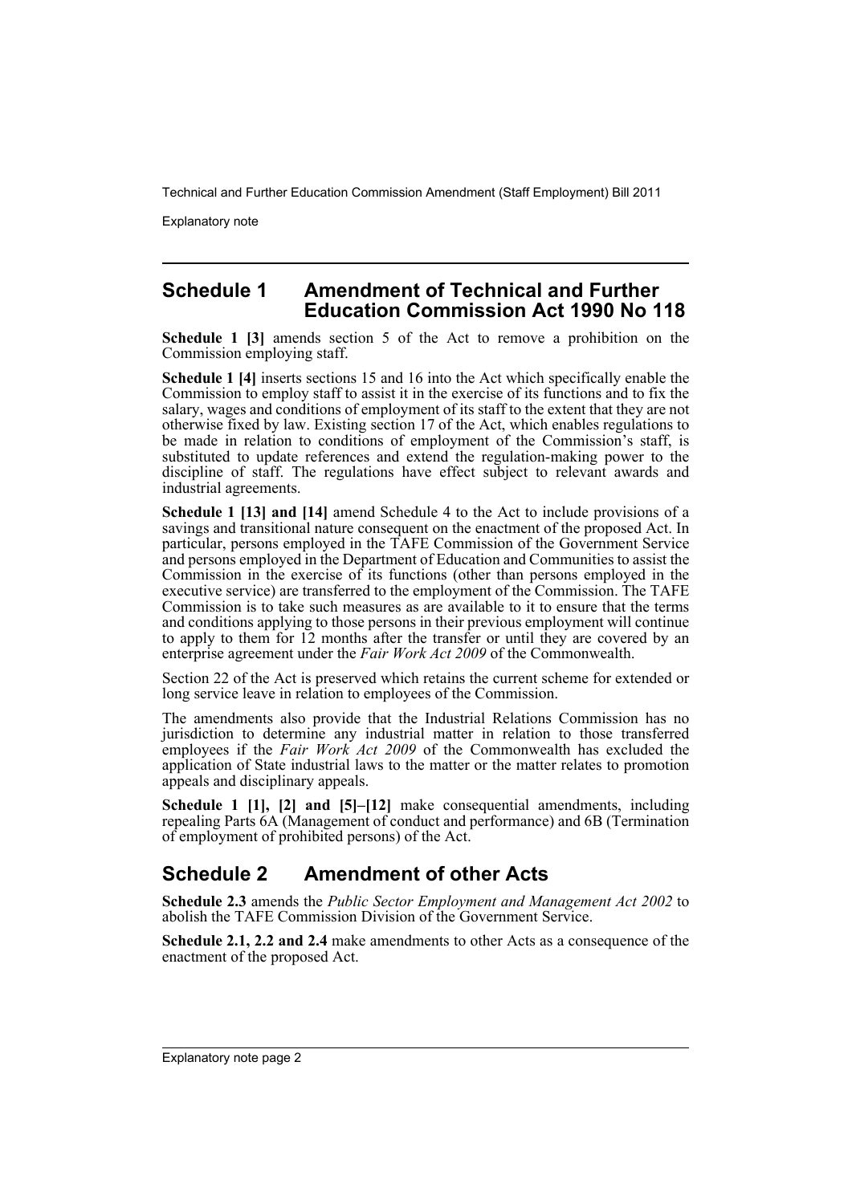## Schedule 1 Amendment of Technical and Further Education Commission Act 1990 No 118

**Schedule 1 [3]** amends section 5 of the Act to remove a prohibition on the Commission employing staff.

**Schedule 1 [4]** inserts sections 15 and 16 into the Act which specifically enable the Commission to employ staff to assist it in the exercise of its functions and to fix the salary, wages and conditions of employment of its staff to the extent that they are not otherwise fixed by law. Existing section 17 of the Act, which enables regulations to be made in relation to conditions of employment of the Commission's staff, is substituted to update references and extend the regulation-making power to the discipline of staff. The regulations have effect subject to relevant awards and industrial agreements.

**Schedule 1 [13] and [14]** amend Schedule 4 to the Act to include provisions of a savings and transitional nature consequent on the enactment of the proposed Act. In particular, persons employed in the TAFE Commission of the Government Service and persons employed in the Department of Education and Communities to assist the Commission in the exercise of its functions (other than persons employed in the executive service) are transferred to the employment of the Commission. The TAFE Commission is to take such measures as are available to it to ensure that the terms and conditions applying to those persons in their previous employment will continue to apply to them for 12 months after the transfer or until they are covered by an enterprise agreement under the *Fair Work Act 2009* of the Commonwealth.

Section 22 of the Act is preserved which retains the current scheme for extended or long service leave in relation to employees of the Commission.

The amendments also provide that the Industrial Relations Commission has no jurisdiction to determine any industrial matter in relation to those transferred employees if the *Fair Work Act 2009* of the Commonwealth has excluded the application of State industrial laws to the matter or the matter relates to promotion appeals and disciplinary appeals.

**Schedule 1 [1], [2] and [5]–[12]** make consequential amendments, including repealing Parts 6A (Management of conduct and performance) and 6B (Termination of employment of prohibited persons) of the Act.

## Schedule 2 Amendment of other Acts

**Schedule 2.3** amends the *Public Sector Employment and Management Act 2002* to abolish the TAFE Commission Division of the Government Service.

**Schedule 2.1, 2.2 and 2.4** make amendments to other Acts as a consequence of the enactment of the proposed Act.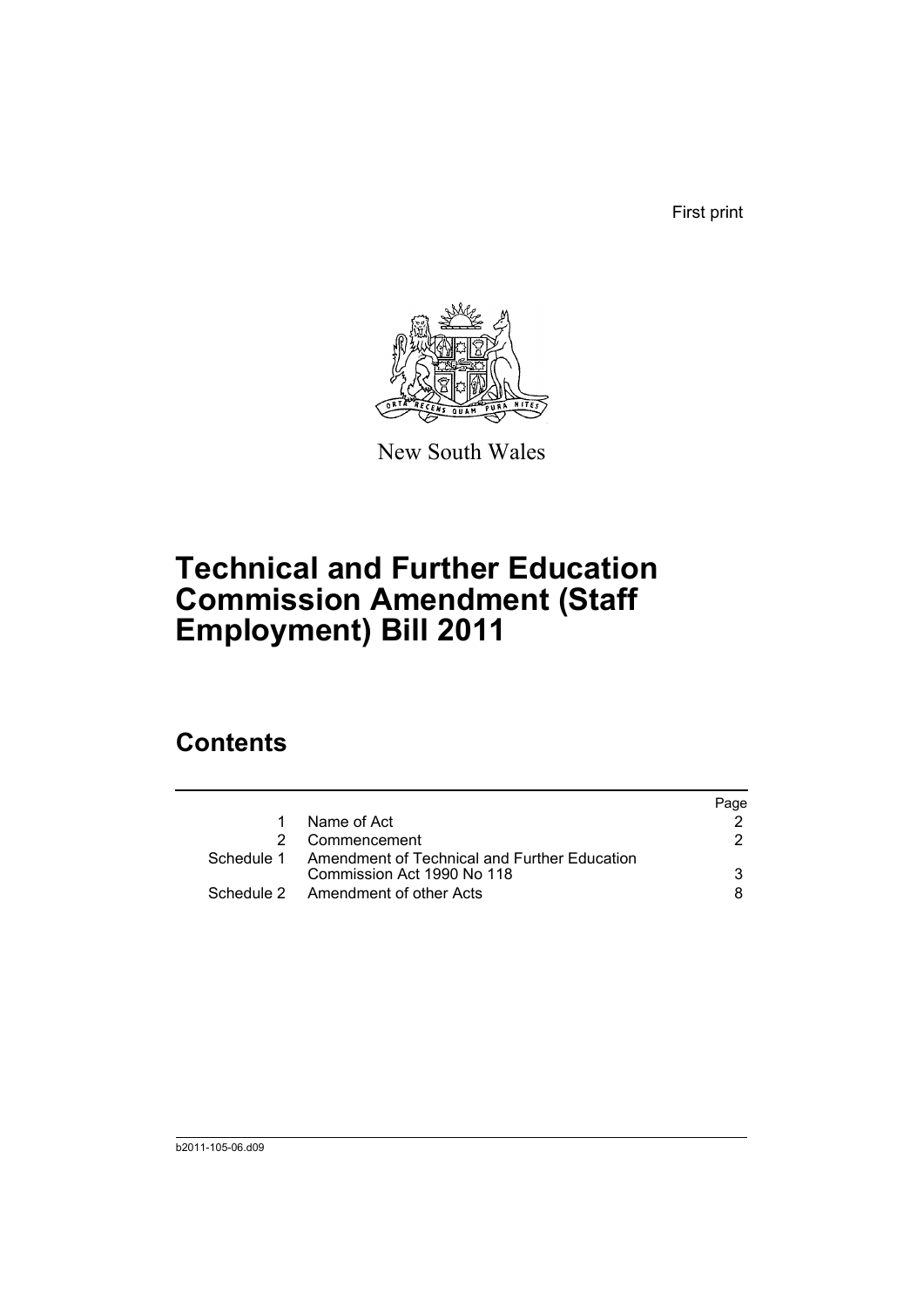First print

New South Wales

# Technical and Further Education Commission Amendment (Staff Employment) Bill 2011

## Contents

| | | Page |
|---|---|---|
| 1 | Name of Act | 2 |
| 2 | Commencement | 2 |
| Schedule 1 | Amendment of Technical and Further Education Commission Act 1990 No 118 | 3 |
| Schedule 2 | Amendment of other Acts | 8 |

b2011-105-06.d09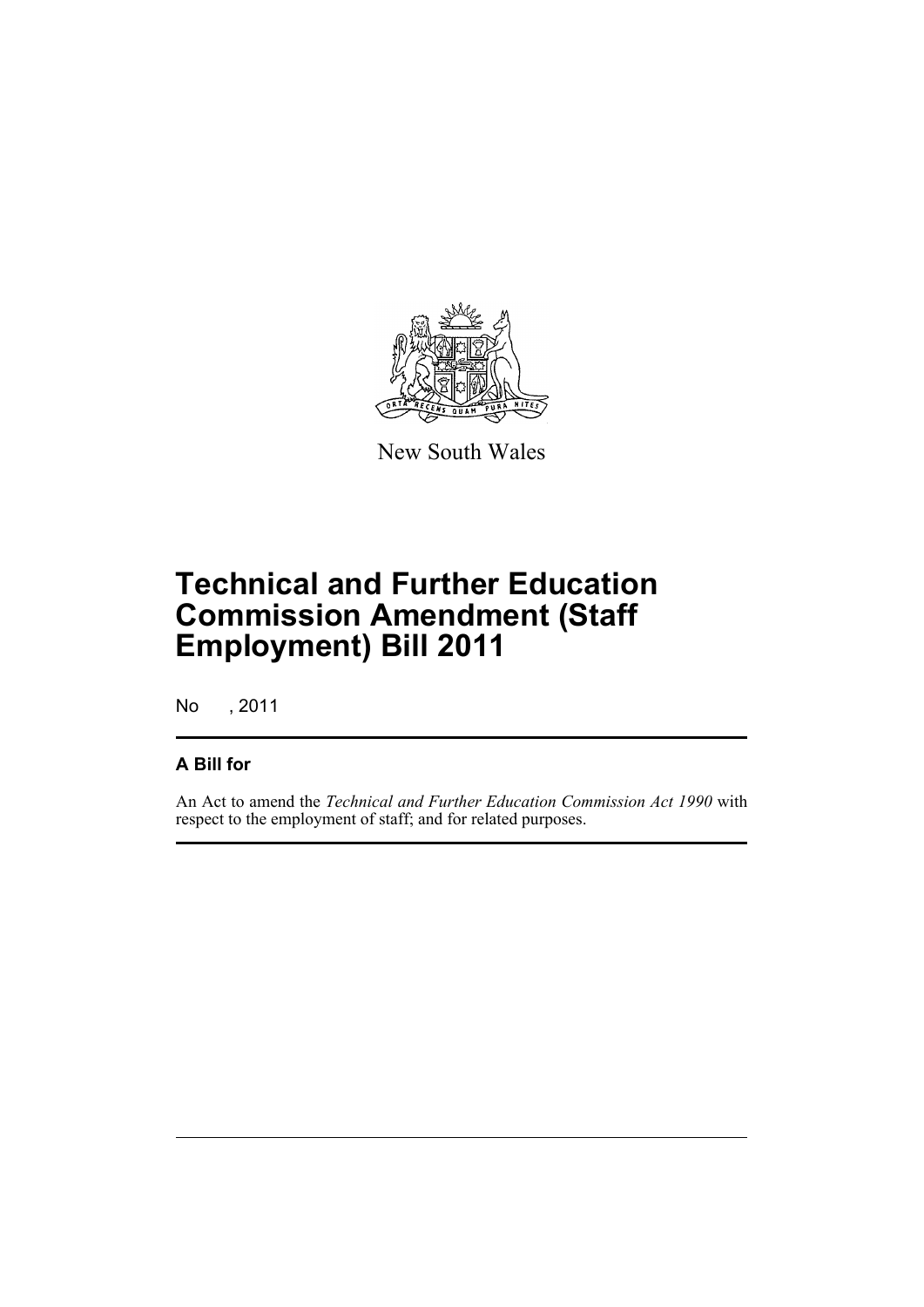New South Wales

# Technical and Further Education Commission Amendment (Staff Employment) Bill 2011

No , 2011

## A Bill for

An Act to amend the *Technical and Further Education Commission Act 1990* with respect to the employment of staff; and for related purposes.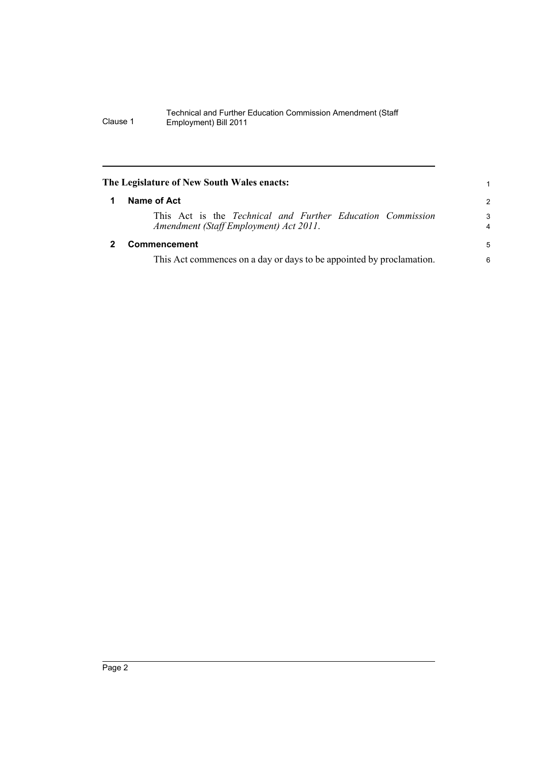**The Legislature of New South Wales enacts:**

## 1 Name of Act

This Act is the *Technical and Further Education Commission Amendment (Staff Employment) Act 2011*.

## 2 Commencement

This Act commences on a day or days to be appointed by proclamation.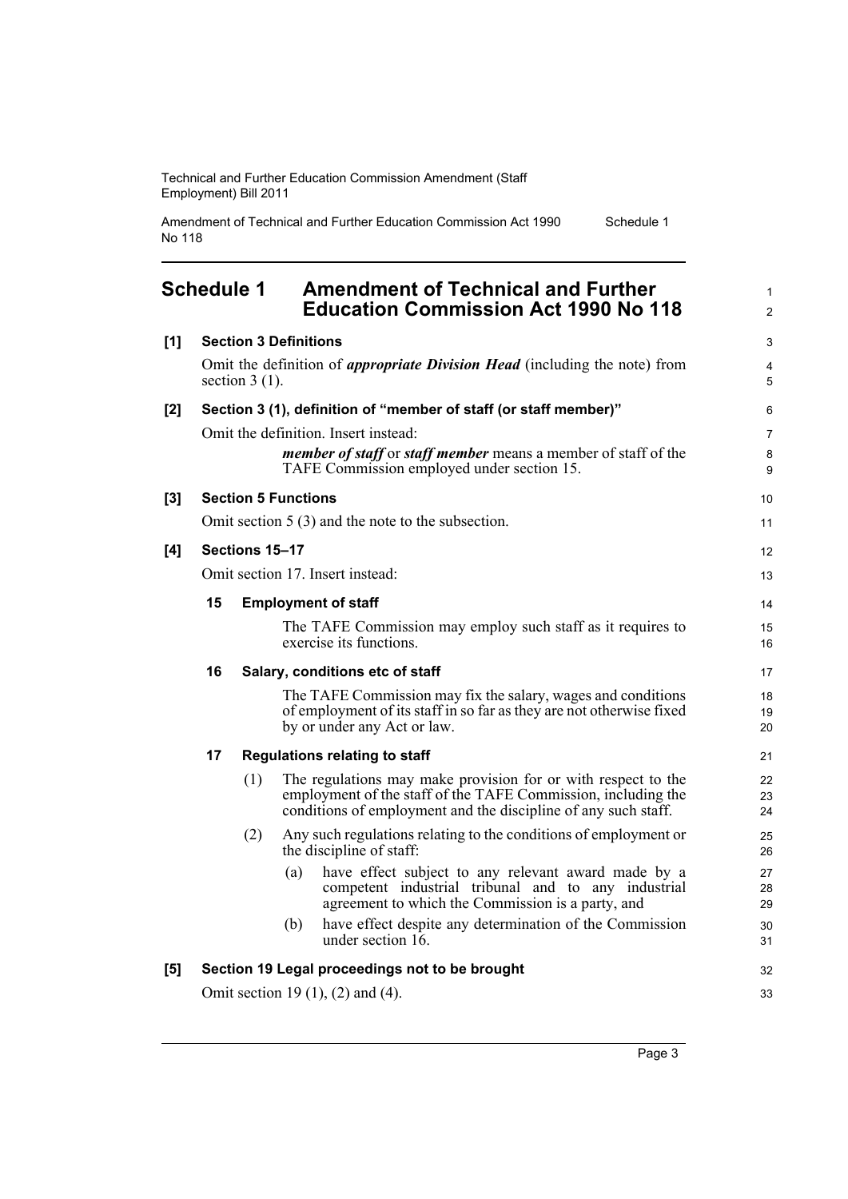# Schedule 1 Amendment of Technical and Further Education Commission Act 1990 No 118

**[1] Section 3 Definitions**

Omit the definition of ***appropriate Division Head*** (including the note) from section 3 (1).

**[2] Section 3 (1), definition of "member of staff (or staff member)"**

Omit the definition. Insert instead:

> ***member of staff*** or ***staff member*** means a member of staff of the TAFE Commission employed under section 15.

**[3] Section 5 Functions**

Omit section 5 (3) and the note to the subsection.

**[4] Sections 15–17**

Omit section 17. Insert instead:

**15 Employment of staff**

The TAFE Commission may employ such staff as it requires to exercise its functions.

**16 Salary, conditions etc of staff**

The TAFE Commission may fix the salary, wages and conditions of employment of its staff in so far as they are not otherwise fixed by or under any Act or law.

**17 Regulations relating to staff**

(1) The regulations may make provision for or with respect to the employment of the staff of the TAFE Commission, including the conditions of employment and the discipline of any such staff.

(2) Any such regulations relating to the conditions of employment or the discipline of staff:

- (a) have effect subject to any relevant award made by a competent industrial tribunal and to any industrial agreement to which the Commission is a party, and
- (b) have effect despite any determination of the Commission under section 16.

**[5] Section 19 Legal proceedings not to be brought**

Omit section 19 (1), (2) and (4).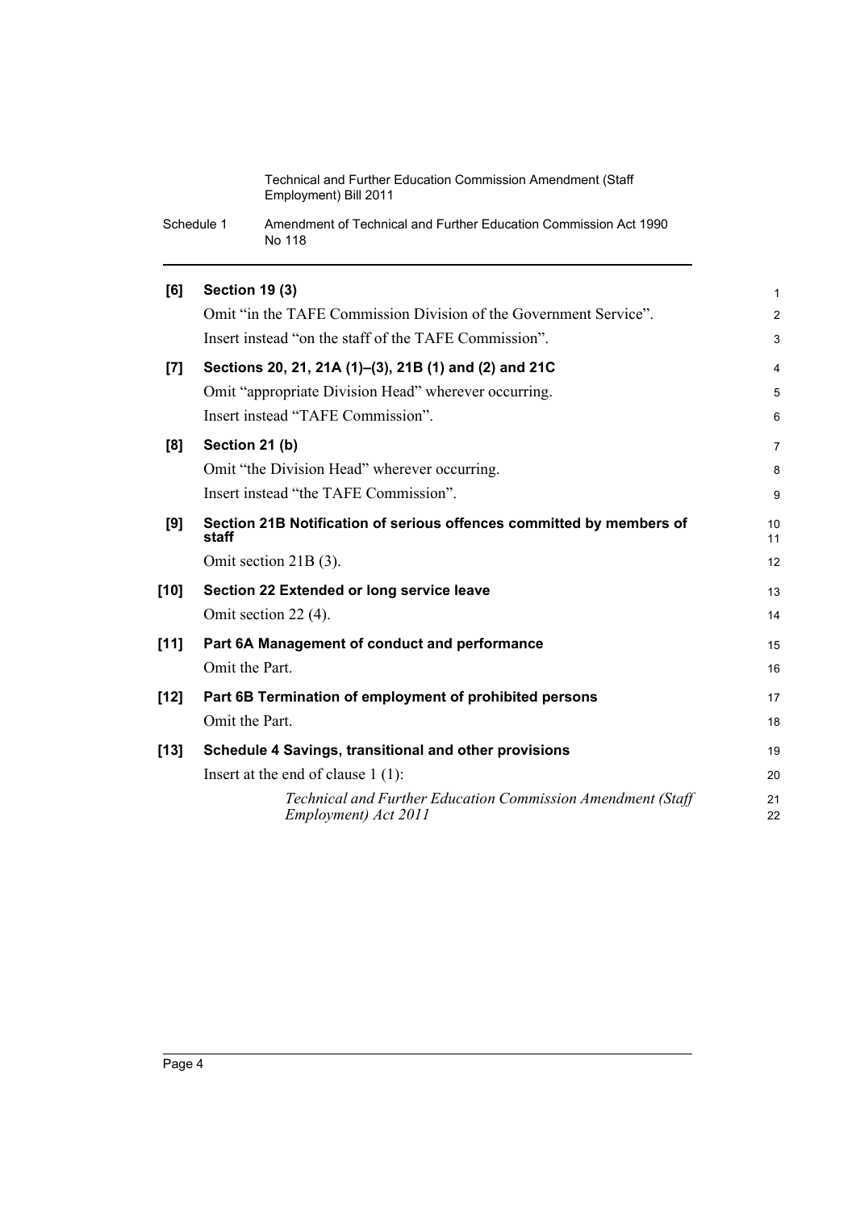**[6] Section 19 (3)**

Omit "in the TAFE Commission Division of the Government Service".

Insert instead "on the staff of the TAFE Commission".

**[7] Sections 20, 21, 21A (1)–(3), 21B (1) and (2) and 21C**

Omit "appropriate Division Head" wherever occurring.

Insert instead "TAFE Commission".

**[8] Section 21 (b)**

Omit "the Division Head" wherever occurring.

Insert instead "the TAFE Commission".

**[9] Section 21B Notification of serious offences committed by members of staff**

Omit section 21B (3).

**[10] Section 22 Extended or long service leave**

Omit section 22 (4).

**[11] Part 6A Management of conduct and performance**

Omit the Part.

**[12] Part 6B Termination of employment of prohibited persons**

Omit the Part.

**[13] Schedule 4 Savings, transitional and other provisions**

Insert at the end of clause 1 (1):

*Technical and Further Education Commission Amendment (Staff Employment) Act 2011*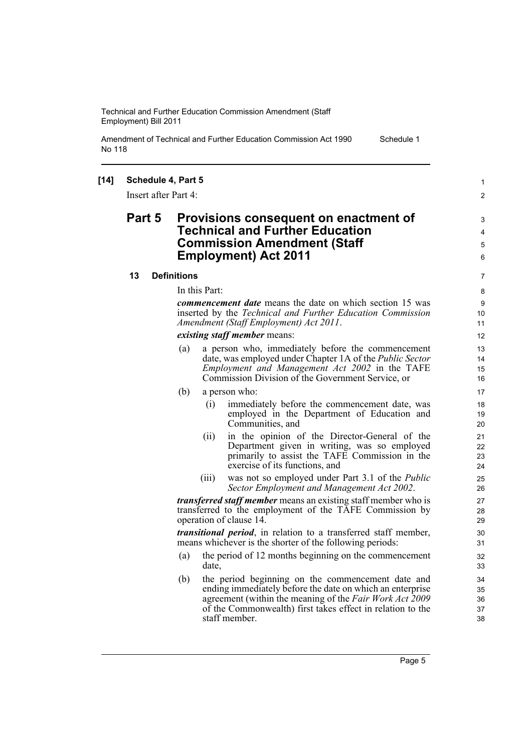**[14] Schedule 4, Part 5**

Insert after Part 4:

## Part 5 Provisions consequent on enactment of Technical and Further Education Commission Amendment (Staff Employment) Act 2011

### 13 Definitions

In this Part:

***commencement date*** means the date on which section 15 was inserted by the *Technical and Further Education Commission Amendment (Staff Employment) Act 2011*.

***existing staff member*** means:

(a) a person who, immediately before the commencement date, was employed under Chapter 1A of the *Public Sector Employment and Management Act 2002* in the TAFE Commission Division of the Government Service, or

(b) a person who:

(i) immediately before the commencement date, was employed in the Department of Education and Communities, and

(ii) in the opinion of the Director-General of the Department given in writing, was so employed primarily to assist the TAFE Commission in the exercise of its functions, and

(iii) was not so employed under Part 3.1 of the *Public Sector Employment and Management Act 2002*.

***transferred staff member*** means an existing staff member who is transferred to the employment of the TAFE Commission by operation of clause 14.

***transitional period***, in relation to a transferred staff member, means whichever is the shorter of the following periods:

(a) the period of 12 months beginning on the commencement date,

(b) the period beginning on the commencement date and ending immediately before the date on which an enterprise agreement (within the meaning of the *Fair Work Act 2009* of the Commonwealth) first takes effect in relation to the staff member.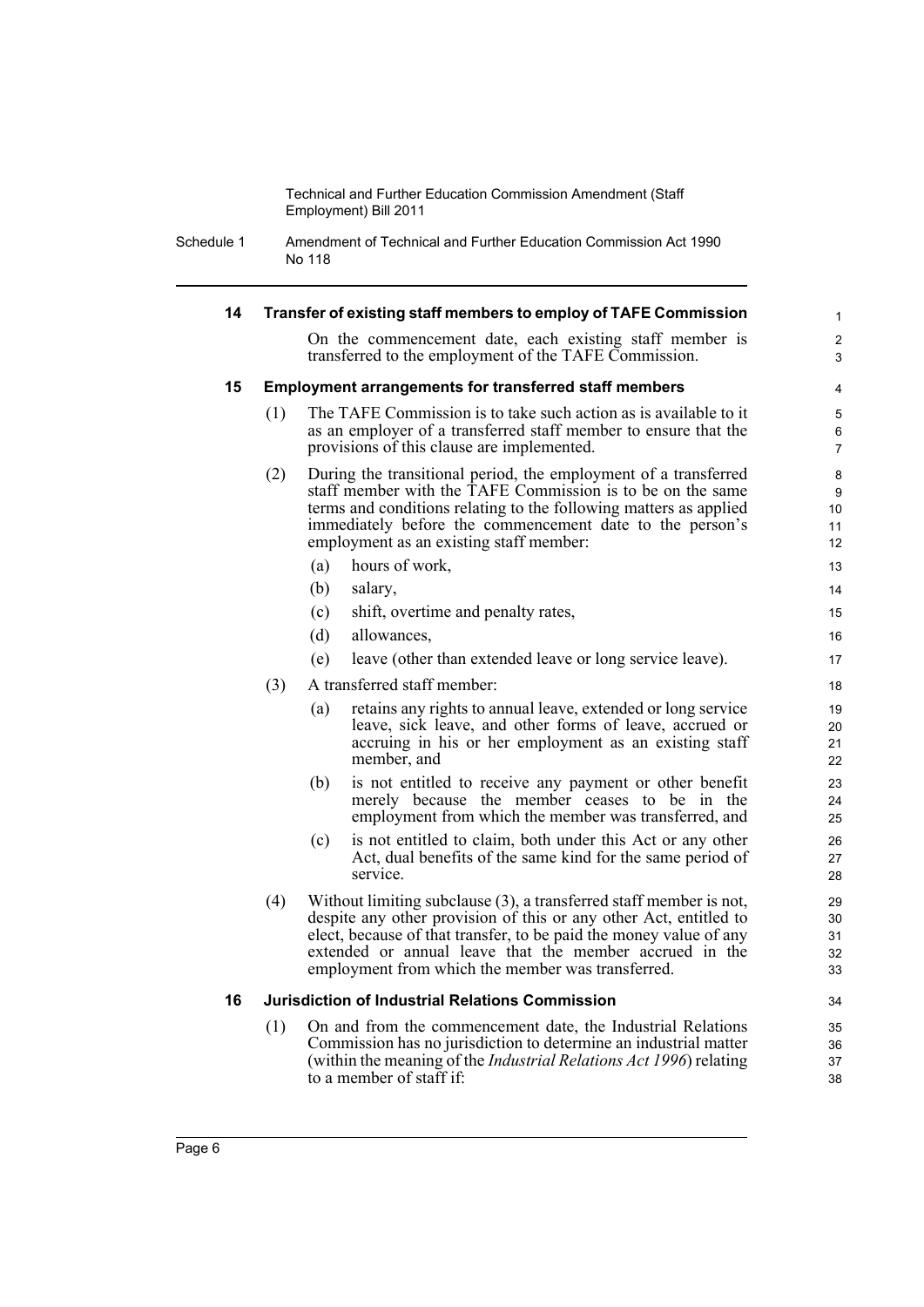### 14 Transfer of existing staff members to employ of TAFE Commission

On the commencement date, each existing staff member is transferred to the employment of the TAFE Commission.

### 15 Employment arrangements for transferred staff members

(1) The TAFE Commission is to take such action as is available to it as an employer of a transferred staff member to ensure that the provisions of this clause are implemented.

(2) During the transitional period, the employment of a transferred staff member with the TAFE Commission is to be on the same terms and conditions relating to the following matters as applied immediately before the commencement date to the person's employment as an existing staff member:

- (a) hours of work,
- (b) salary,
- (c) shift, overtime and penalty rates,
- (d) allowances,
- (e) leave (other than extended leave or long service leave).

(3) A transferred staff member:

- (a) retains any rights to annual leave, extended or long service leave, sick leave, and other forms of leave, accrued or accruing in his or her employment as an existing staff member, and
- (b) is not entitled to receive any payment or other benefit merely because the member ceases to be in the employment from which the member was transferred, and
- (c) is not entitled to claim, both under this Act or any other Act, dual benefits of the same kind for the same period of service.

(4) Without limiting subclause (3), a transferred staff member is not, despite any other provision of this or any other Act, entitled to elect, because of that transfer, to be paid the money value of any extended or annual leave that the member accrued in the employment from which the member was transferred.

### 16 Jurisdiction of Industrial Relations Commission

(1) On and from the commencement date, the Industrial Relations Commission has no jurisdiction to determine an industrial matter (within the meaning of the *Industrial Relations Act 1996*) relating to a member of staff if: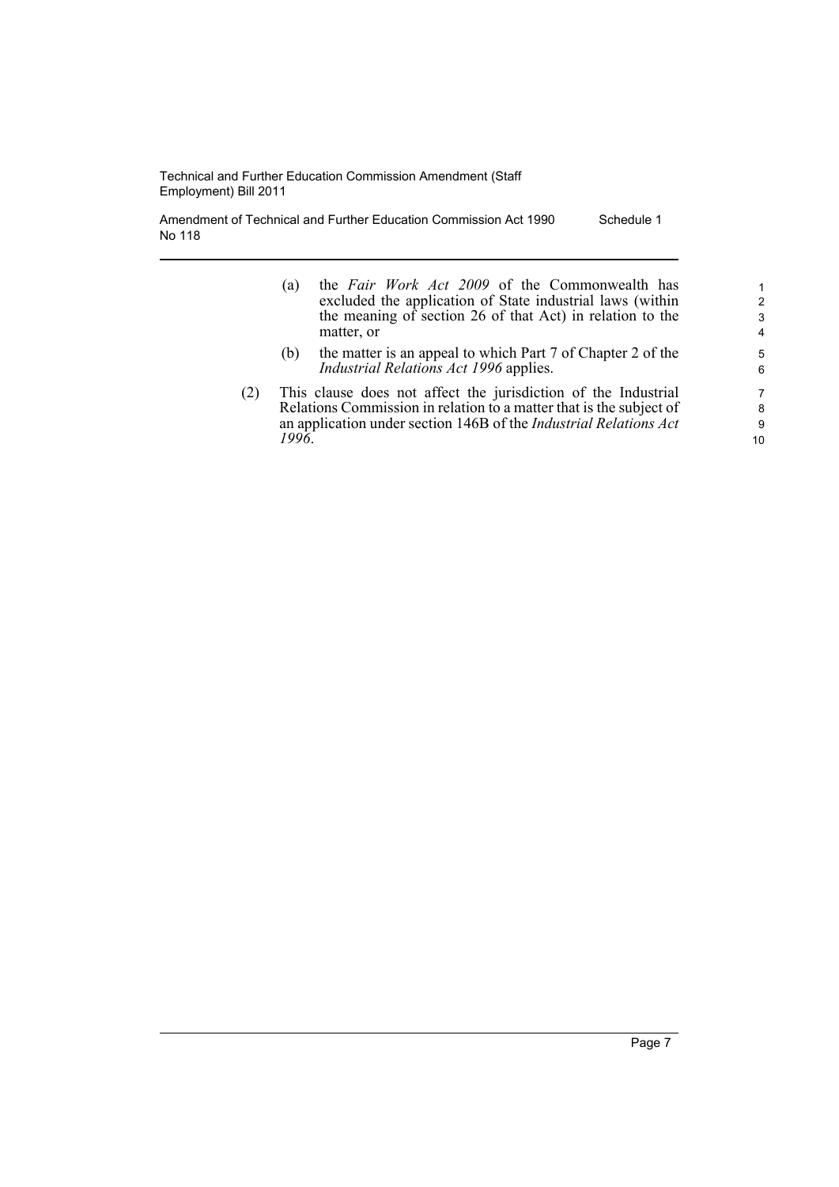(a) the *Fair Work Act 2009* of the Commonwealth has excluded the application of State industrial laws (within the meaning of section 26 of that Act) in relation to the matter, or

(b) the matter is an appeal to which Part 7 of Chapter 2 of the *Industrial Relations Act 1996* applies.

(2) This clause does not affect the jurisdiction of the Industrial Relations Commission in relation to a matter that is the subject of an application under section 146B of the *Industrial Relations Act 1996*.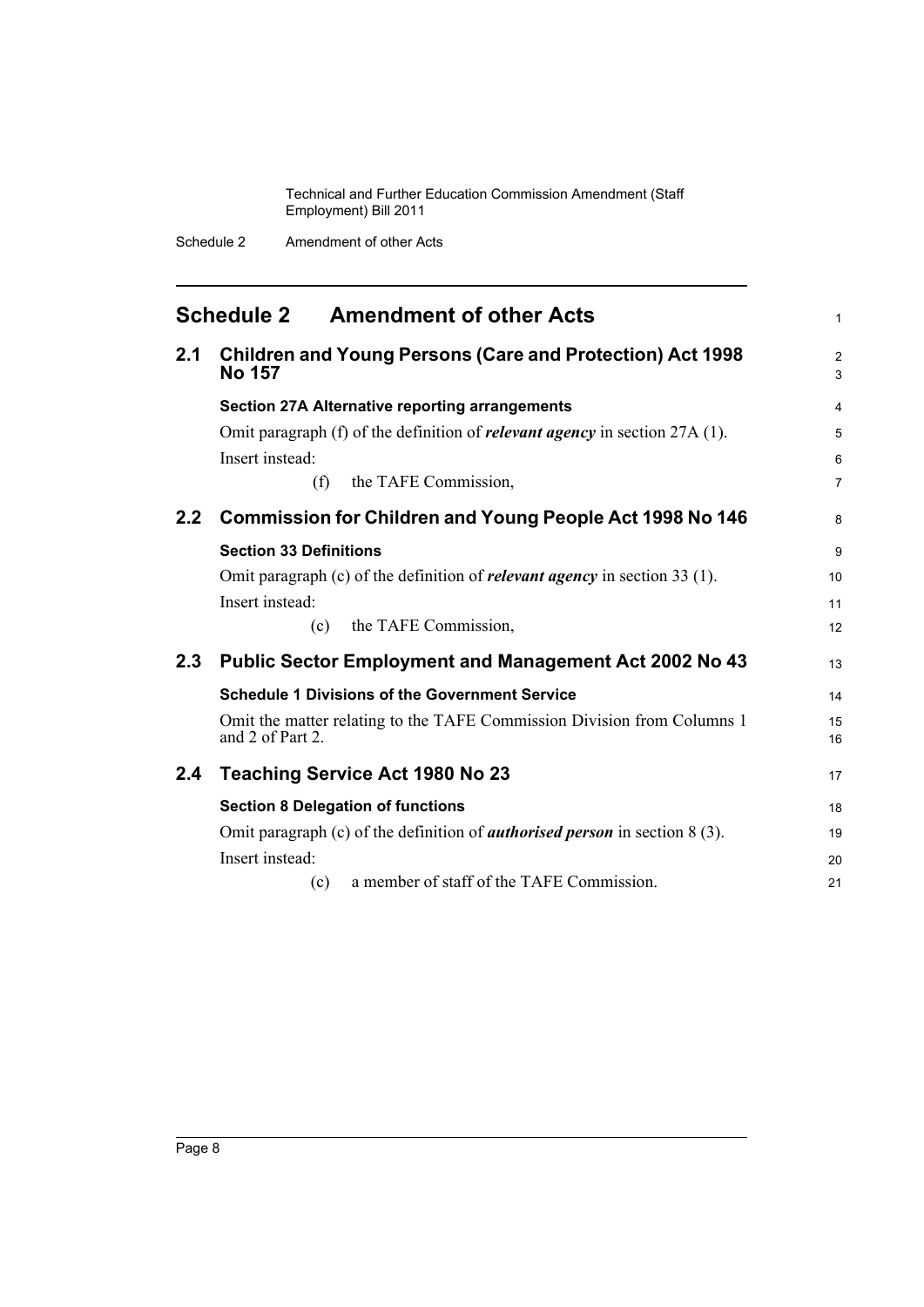# Schedule 2 Amendment of other Acts

## 2.1 Children and Young Persons (Care and Protection) Act 1998 No 157

**Section 27A Alternative reporting arrangements**

Omit paragraph (f) of the definition of ***relevant agency*** in section 27A (1).

Insert instead:

(f) the TAFE Commission,

## 2.2 Commission for Children and Young People Act 1998 No 146

**Section 33 Definitions**

Omit paragraph (c) of the definition of ***relevant agency*** in section 33 (1).

Insert instead:

(c) the TAFE Commission,

## 2.3 Public Sector Employment and Management Act 2002 No 43

**Schedule 1 Divisions of the Government Service**

Omit the matter relating to the TAFE Commission Division from Columns 1 and 2 of Part 2.

## 2.4 Teaching Service Act 1980 No 23

**Section 8 Delegation of functions**

Omit paragraph (c) of the definition of ***authorised person*** in section 8 (3).

Insert instead:

(c) a member of staff of the TAFE Commission.